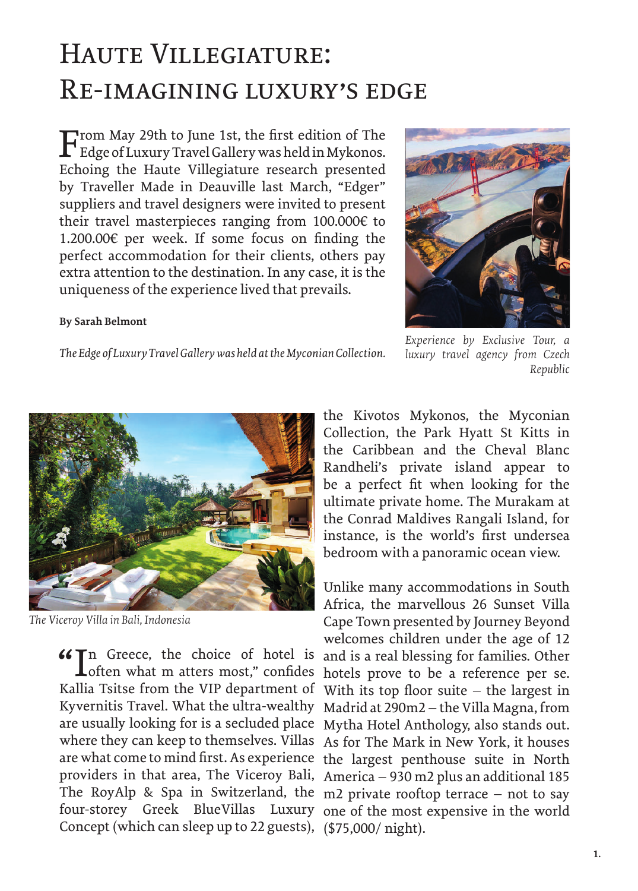# Haute Villegiature: Re-imagining luxury's edge

From May 29th to June 1st, the first edition of The Edge of Luxury Travel Gallery was held in Mykonos. Echoing the Haute Villegiature research presented by Traveller Made in Deauville last March, "Edger" suppliers and travel designers were invited to present their travel masterpieces ranging from 100.000€ to 1.200.00€ per week. If some focus on finding the perfect accommodation for their clients, others pay extra attention to the destination. In any case, it is the uniqueness of the experience lived that prevails.

**By Sarah Belmont**

*The Edge of Luxury Travel Gallery was held at the Myconian Collection.*

*Experience by Exclusive Tour, a luxury travel agency from Czech Republic*

*The Viceroy Villa in Bali, Indonesia*

"In Greece, the choice of hotel is often what m atters most," confides Kallia Tsitse from the VIP department of Kyvernitis Travel. What the ultra-wealthy are usually looking for is a secluded place where they can keep to themselves. Villas are what come to mind first. As experience providers in that area, The Viceroy Bali, The RoyAlp & Spa in Switzerland, the four-storey Greek BlueVillas Luxury Concept (which can sleep up to 22 guests), the Kivotos Mykonos, the Myconian Collection, the Park Hyatt St Kitts in the Caribbean and the Cheval Blanc Randheli's private island appear to be a perfect fit when looking for the ultimate private home. The Murakam at the Conrad Maldives Rangali Island, for instance, is the world's first undersea bedroom with a panoramic ocean view.

Unlike many accommodations in South Africa, the marvellous 26 Sunset Villa Cape Town presented by Journey Beyond welcomes children under the age of 12 and is a real blessing for families. Other hotels prove to be a reference per se. With its top floor suite – the largest in Madrid at 290m2 – the Villa Magna, from Mytha Hotel Anthology, also stands out. As for The Mark in New York, it houses the largest penthouse suite in North America – 930 m2 plus an additional 185 m2 private rooftop terrace – not to say one of the most expensive in the world ($75,000/ night).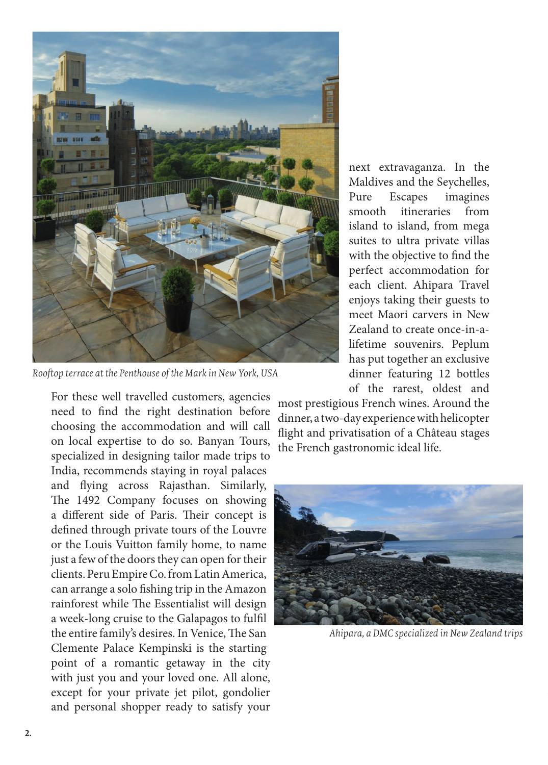*Rooftop terrace at the Penthouse of the Mark in New York, USA*

For these well travelled customers, agencies need to find the right destination before choosing the accommodation and will call on local expertise to do so. Banyan Tours, specialized in designing tailor made trips to India, recommends staying in royal palaces and flying across Rajasthan. Similarly, The 1492 Company focuses on showing a different side of Paris. Their concept is defined through private tours of the Louvre or the Louis Vuitton family home, to name just a few of the doors they can open for their clients. Peru Empire Co. from Latin America, can arrange a solo fishing trip in the Amazon rainforest while The Essentialist will design a week-long cruise to the Galapagos to fulfil the entire family's desires. In Venice, The San Clemente Palace Kempinski is the starting point of a romantic getaway in the city with just you and your loved one. All alone, except for your private jet pilot, gondolier and personal shopper ready to satisfy your next extravaganza. In the Maldives and the Seychelles, Pure Escapes imagines smooth itineraries from island to island, from mega suites to ultra private villas with the objective to find the perfect accommodation for each client. Ahipara Travel enjoys taking their guests to meet Maori carvers in New Zealand to create once-in-a-lifetime souvenirs. Peplum has put together an exclusive dinner featuring 12 bottles of the rarest, oldest and most prestigious French wines. Around the dinner, a two-day experience with helicopter flight and privatisation of a Château stages the French gastronomic ideal life.

*Ahipara, a DMC specialized in New Zealand trips*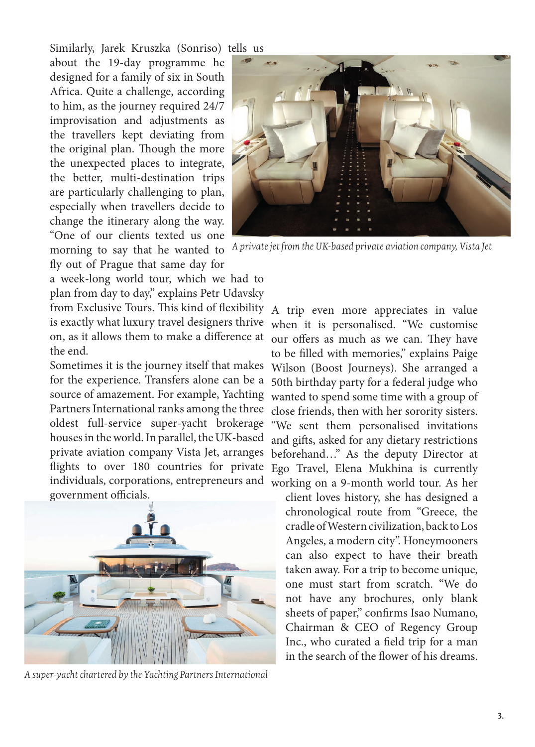Similarly, Jarek Kruszka (Sonriso) tells us about the 19-day programme he designed for a family of six in South Africa. Quite a challenge, according to him, as the journey required 24/7 improvisation and adjustments as the travellers kept deviating from the original plan. Though the more the unexpected places to integrate, the better, multi-destination trips are particularly challenging to plan, especially when travellers decide to change the itinerary along the way. "One of our clients texted us one morning to say that he wanted to fly out of Prague that same day for a week-long world tour, which we had to plan from day to day," explains Petr Udavsky from Exclusive Tours. This kind of flexibility is exactly what luxury travel designers thrive on, as it allows them to make a difference at the end.

*A private jet from the UK-based private aviation company, Vista Jet*

Sometimes it is the journey itself that makes for the experience. Transfers alone can be a source of amazement. For example, Yachting Partners International ranks among the three oldest full-service super-yacht brokerage houses in the world. In parallel, the UK-based private aviation company Vista Jet, arranges flights to over 180 countries for private individuals, corporations, entrepreneurs and government officials.

*A super-yacht chartered by the Yachting Partners International*

A trip even more appreciates in value when it is personalised. "We customise our offers as much as we can. They have to be filled with memories," explains Paige Wilson (Boost Journeys). She arranged a 50th birthday party for a federal judge who wanted to spend some time with a group of close friends, then with her sorority sisters. "We sent them personalised invitations and gifts, asked for any dietary restrictions beforehand…" As the deputy Director at Ego Travel, Elena Mukhina is currently working on a 9-month world tour. As her client loves history, she has designed a chronological route from "Greece, the cradle of Western civilization, back to Los Angeles, a modern city". Honeymooners can also expect to have their breath taken away. For a trip to become unique, one must start from scratch. "We do not have any brochures, only blank sheets of paper," confirms Isao Numano, Chairman & CEO of Regency Group Inc., who curated a field trip for a man in the search of the flower of his dreams.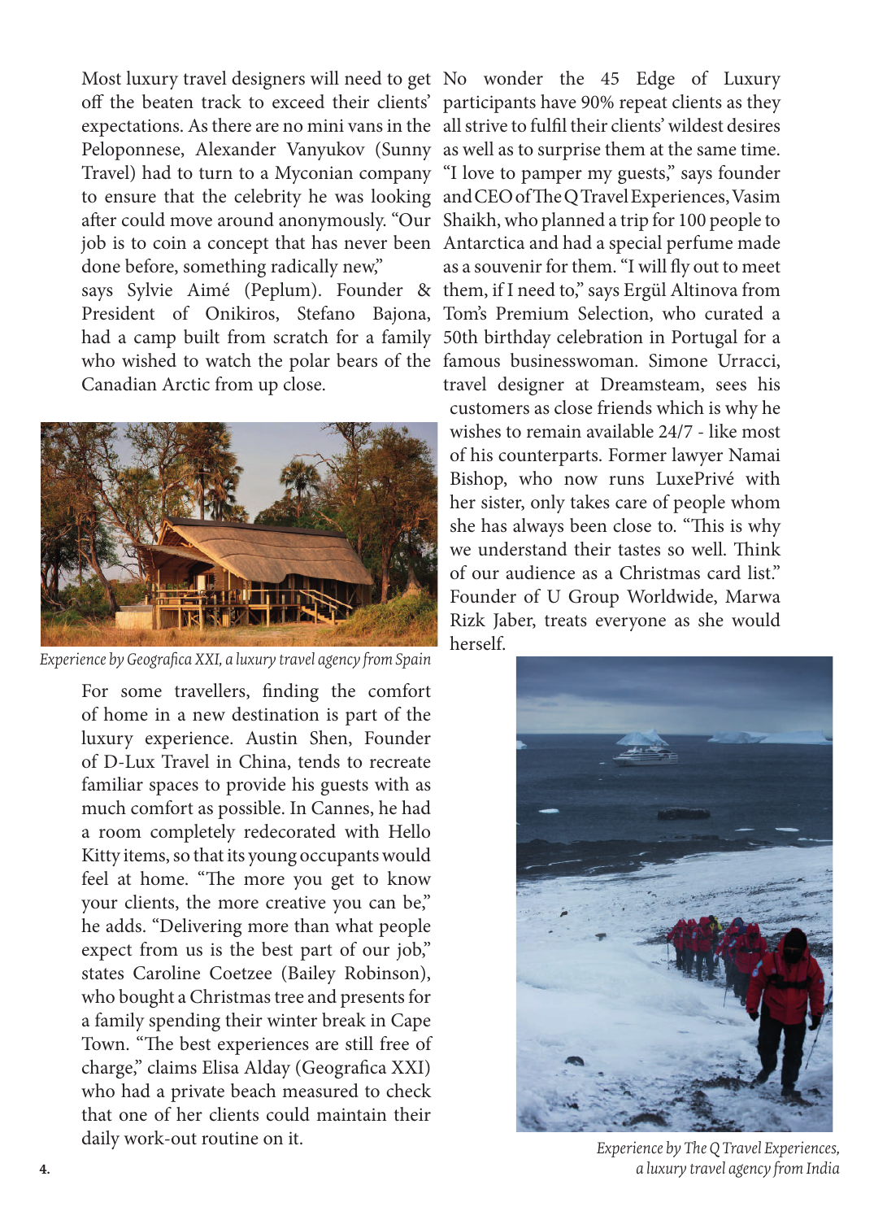Most luxury travel designers will need to get off the beaten track to exceed their clients' expectations. As there are no mini vans in the Peloponnese, Alexander Vanyukov (Sunny Travel) had to turn to a Myconian company to ensure that the celebrity he was looking after could move around anonymously. "Our job is to coin a concept that has never been done before, something radically new," says Sylvie Aimé (Peplum). Founder & President of Onikiros, Stefano Bajona, had a camp built from scratch for a family who wished to watch the polar bears of the Canadian Arctic from up close.

*Experience by Geografica XXI, a luxury travel agency from Spain*

For some travellers, finding the comfort of home in a new destination is part of the luxury experience. Austin Shen, Founder of D-Lux Travel in China, tends to recreate familiar spaces to provide his guests with as much comfort as possible. In Cannes, he had a room completely redecorated with Hello Kitty items, so that its young occupants would feel at home. "The more you get to know your clients, the more creative you can be," he adds. "Delivering more than what people expect from us is the best part of our job," states Caroline Coetzee (Bailey Robinson), who bought a Christmas tree and presents for a family spending their winter break in Cape Town. "The best experiences are still free of charge," claims Elisa Alday (Geografica XXI) who had a private beach measured to check that one of her clients could maintain their daily work-out routine on it.

No wonder the 45 Edge of Luxury participants have 90% repeat clients as they all strive to fulfil their clients' wildest desires as well as to surprise them at the same time. "I love to pamper my guests," says founder and CEO of The Q Travel Experiences, Vasim Shaikh, who planned a trip for 100 people to Antarctica and had a special perfume made as a souvenir for them. "I will fly out to meet them, if I need to," says Ergül Altinova from Tom's Premium Selection, who curated a 50th birthday celebration in Portugal for a famous businesswoman. Simone Urracci, travel designer at Dreamsteam, sees his customers as close friends which is why he wishes to remain available 24/7 - like most of his counterparts. Former lawyer Namai Bishop, who now runs LuxePrivé with her sister, only takes care of people whom she has always been close to. "This is why we understand their tastes so well. Think of our audience as a Christmas card list." Founder of U Group Worldwide, Marwa Rizk Jaber, treats everyone as she would herself.

*Experience by The Q Travel Experiences, a luxury travel agency from India*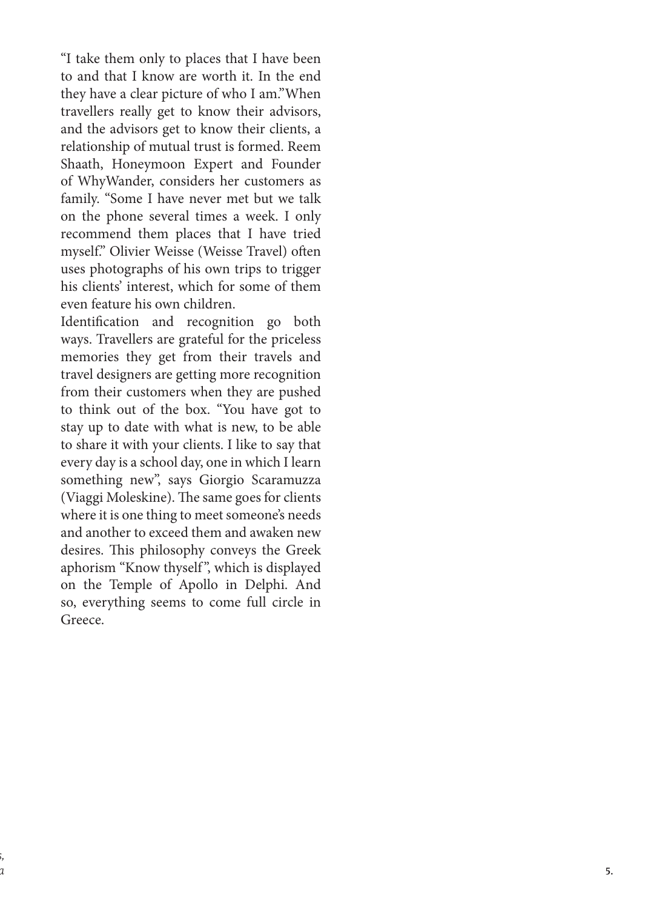"I take them only to places that I have been to and that I know are worth it. In the end they have a clear picture of who I am."When travellers really get to know their advisors, and the advisors get to know their clients, a relationship of mutual trust is formed. Reem Shaath, Honeymoon Expert and Founder of WhyWander, considers her customers as family. "Some I have never met but we talk on the phone several times a week. I only recommend them places that I have tried myself." Olivier Weisse (Weisse Travel) often uses photographs of his own trips to trigger his clients' interest, which for some of them even feature his own children.

Identification and recognition go both ways. Travellers are grateful for the priceless memories they get from their travels and travel designers are getting more recognition from their customers when they are pushed to think out of the box. "You have got to stay up to date with what is new, to be able to share it with your clients. I like to say that every day is a school day, one in which I learn something new", says Giorgio Scaramuzza (Viaggi Moleskine). The same goes for clients where it is one thing to meet someone's needs and another to exceed them and awaken new desires. This philosophy conveys the Greek aphorism "Know thyself", which is displayed on the Temple of Apollo in Delphi. And so, everything seems to come full circle in Greece.